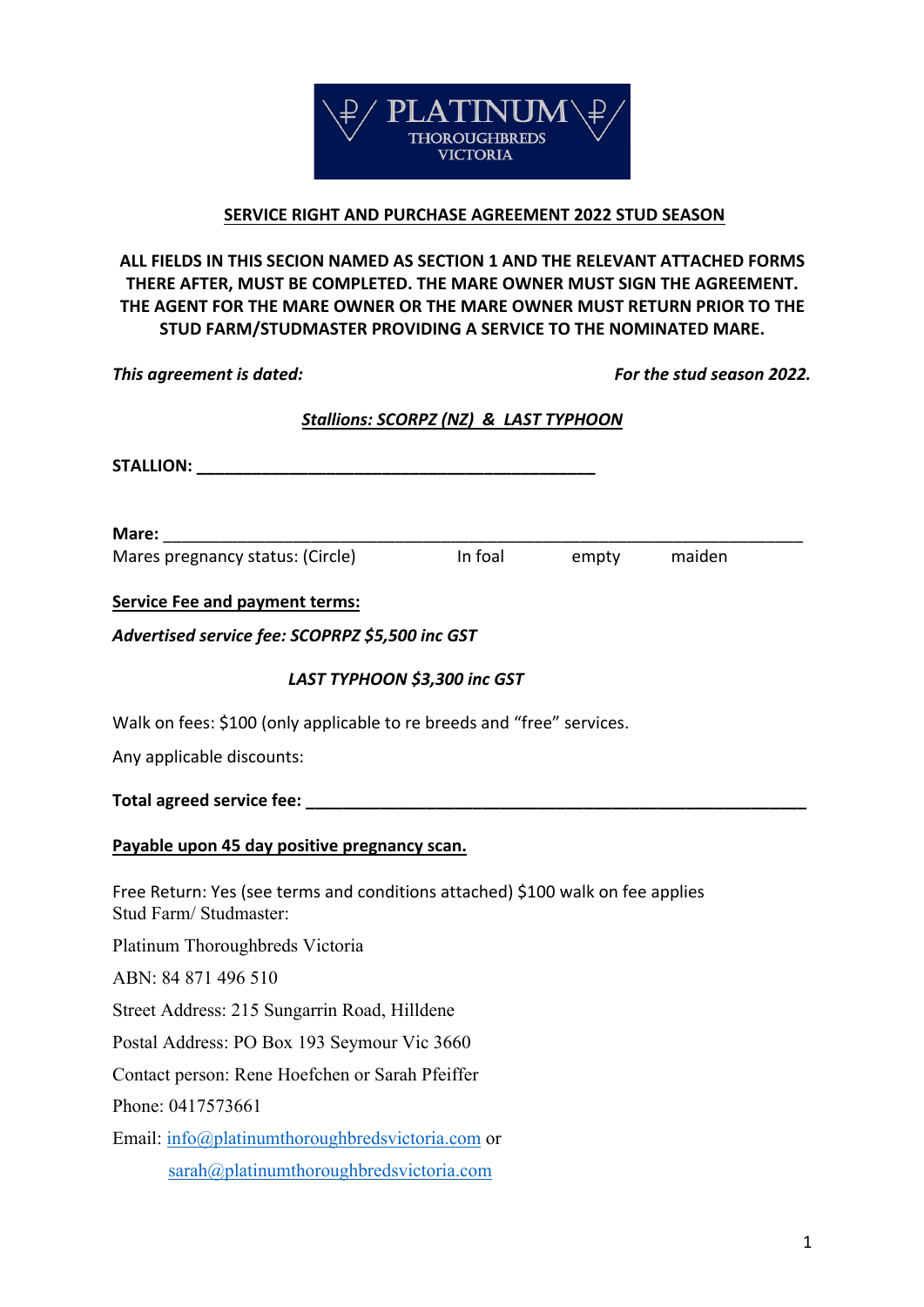PLATINUM THOROUGHBREDS VICTORIA

## SERVICE RIGHT AND PURCHASE AGREEMENT 2022 STUD SEASON

**ALL FIELDS IN THIS SECION NAMED AS SECTION 1 AND THE RELEVANT ATTACHED FORMS THERE AFTER, MUST BE COMPLETED. THE MARE OWNER MUST SIGN THE AGREEMENT. THE AGENT FOR THE MARE OWNER OR THE MARE OWNER MUST RETURN PRIOR TO THE STUD FARM/STUDMASTER PROVIDING A SERVICE TO THE NOMINATED MARE.**

***This agreement is dated:*** ***For the stud season 2022.***

***Stallions: SCORPZ (NZ) & LAST TYPHOON***

**STALLION: ___________________________________________**

**Mare:** ______________________________________________________________________

Mares pregnancy status: (Circle) In foal empty maiden

**Service Fee and payment terms:**

***Advertised service fee: SCOPRPZ $5,500 inc GST***

***LAST TYPHOON $3,300 inc GST***

Walk on fees: $100 (only applicable to re breeds and "free" services.

Any applicable discounts:

**Total agreed service fee: ______________________________________________________**

**Payable upon 45 day positive pregnancy scan.**

Free Return: Yes (see terms and conditions attached) $100 walk on fee applies
Stud Farm/ Studmaster:

Platinum Thoroughbreds Victoria

ABN: 84 871 496 510

Street Address: 215 Sungarrin Road, Hilldene

Postal Address: PO Box 193 Seymour Vic 3660

Contact person: Rene Hoefchen or Sarah Pfeiffer

Phone: 0417573661

Email: info@platinumthoroughbredsvictoria.com or

sarah@platinumthoroughbredsvictoria.com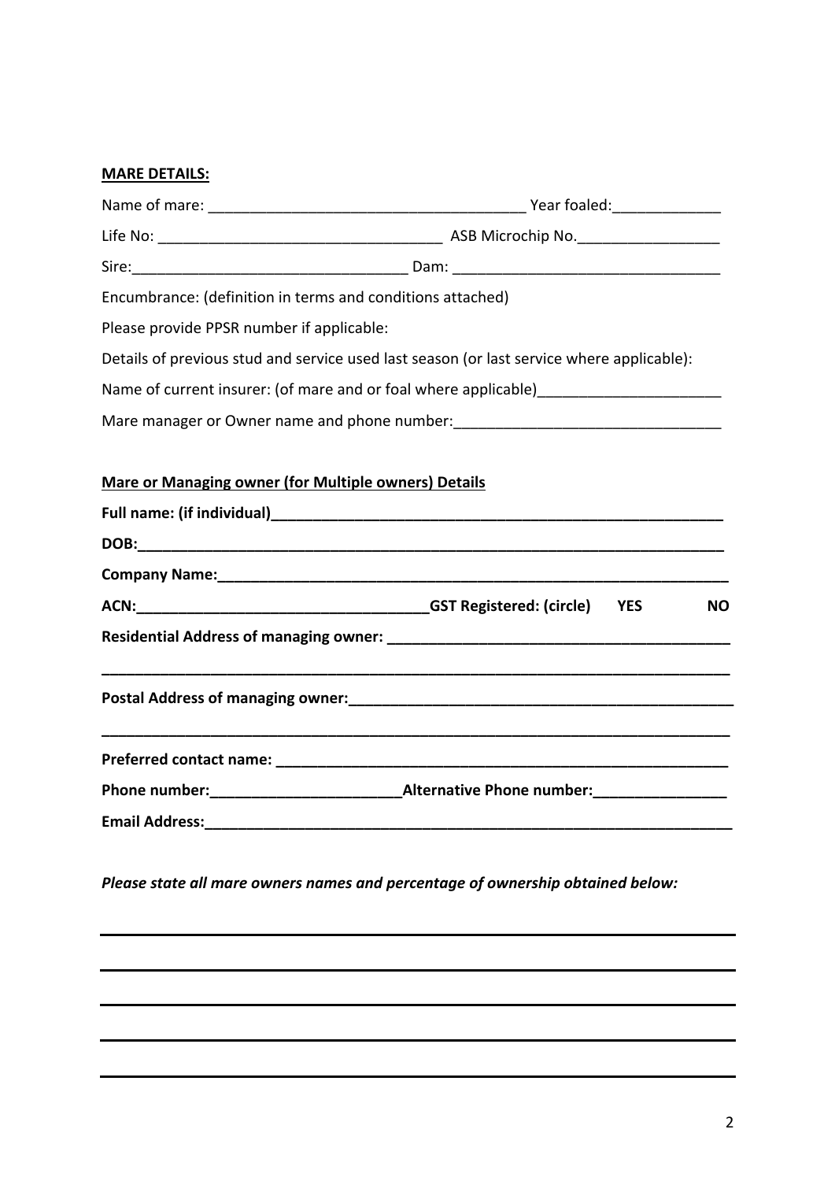**MARE DETAILS:**

Name of mare: ______________________________________ Year foaled:_____________

Life No: _________________________________ ASB Microchip No._________________

Sire:________________________________ Dam: _______________________________

Encumbrance: (definition in terms and conditions attached)

Please provide PPSR number if applicable:

Details of previous stud and service used last season (or last service where applicable):

Name of current insurer: (of mare and or foal where applicable)_____________________

Mare manager or Owner name and phone number:_______________________________

**Mare or Managing owner (for Multiple owners) Details**

**Full name: (if individual)________________________________________________________**

**DOB:_____________________________________________________________________**

**Company Name:______________________________________________________________**

**ACN:__________________________________GST Registered: (circle) YES NO**

**Residential Address of managing owner: ______________________________________**

**_________________________________________________________________________**

**Postal Address of managing owner:______________________________________________**

**_________________________________________________________________________**

**Preferred contact name: _____________________________________________________**

**Phone number:______________________Alternative Phone number:________________**

**Email Address:______________________________________________________________**

***Please state all mare owners names and percentage of ownership obtained below:***

_________________________________________________________________________

_________________________________________________________________________

_________________________________________________________________________

_________________________________________________________________________

_________________________________________________________________________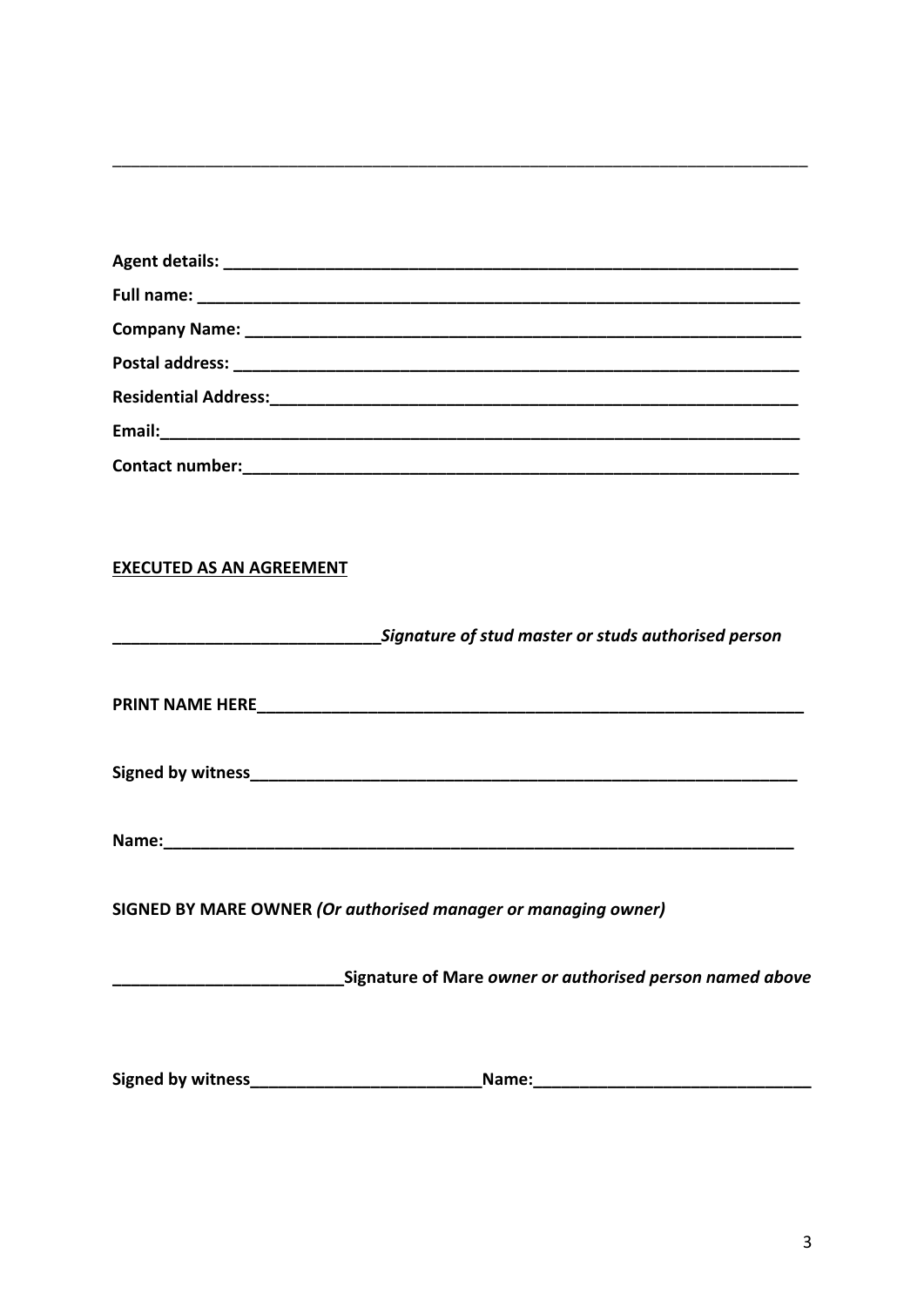---

**Agent details:** ______________________________________________________________

**Full name:** ________________________________________________________________

**Company Name:** ____________________________________________________________

**Postal address:** ____________________________________________________________

**Residential Address:**________________________________________________________

**Email:**_____________________________________________________________________

**Contact number:**____________________________________________________________

**<u>EXECUTED AS AN AGREEMENT</u>**

**_____________________________*Signature of stud master or studs authorised person***

**PRINT NAME HERE**____________________________________________________________

**Signed by witness**___________________________________________________________

**Name:**______________________________________________________________________

**SIGNED BY MARE OWNER *(Or authorised manager or managing owner)***

**_________________________Signature of Mare *owner or authorised person named above***

**Signed by witness**_________________________**Name:**_____________________________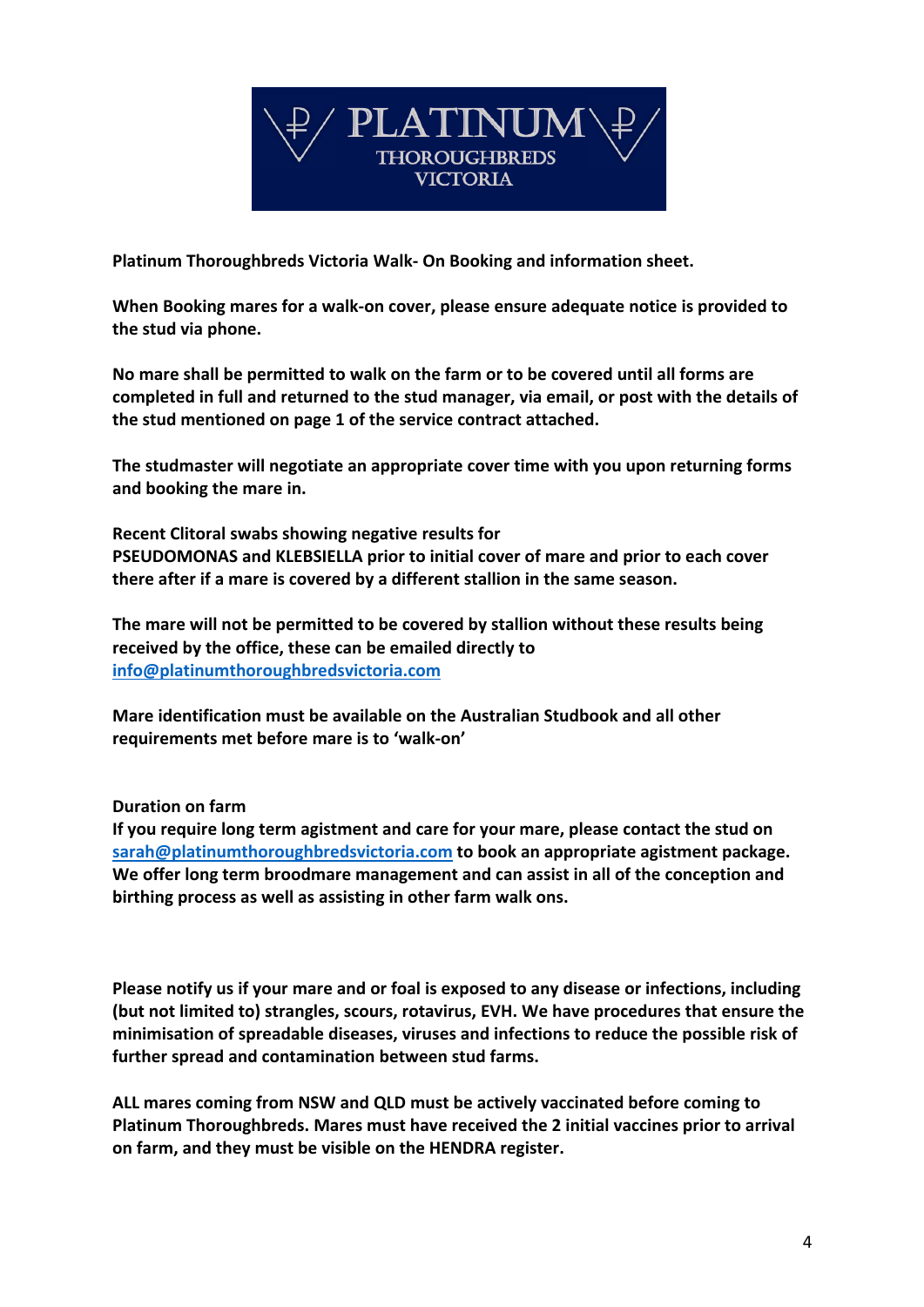**PLATINUM THOROUGHBREDS VICTORIA**

**Platinum Thoroughbreds Victoria Walk- On Booking and information sheet.**

**When Booking mares for a walk-on cover, please ensure adequate notice is provided to the stud via phone.**

**No mare shall be permitted to walk on the farm or to be covered until all forms are completed in full and returned to the stud manager, via email, or post with the details of the stud mentioned on page 1 of the service contract attached.**

**The studmaster will negotiate an appropriate cover time with you upon returning forms and booking the mare in.**

**Recent Clitoral swabs showing negative results for PSEUDOMONAS and KLEBSIELLA prior to initial cover of mare and prior to each cover there after if a mare is covered by a different stallion in the same season.**

**The mare will not be permitted to be covered by stallion without these results being received by the office, these can be emailed directly to [info@platinumthoroughbredsvictoria.com](mailto:info@platinumthoroughbredsvictoria.com)**

**Mare identification must be available on the Australian Studbook and all other requirements met before mare is to 'walk-on'**

**Duration on farm**

**If you require long term agistment and care for your mare, please contact the stud on [sarah@platinumthoroughbredsvictoria.com](mailto:sarah@platinumthoroughbredsvictoria.com) to book an appropriate agistment package. We offer long term broodmare management and can assist in all of the conception and birthing process as well as assisting in other farm walk ons.**

**Please notify us if your mare and or foal is exposed to any disease or infections, including (but not limited to) strangles, scours, rotavirus, EVH. We have procedures that ensure the minimisation of spreadable diseases, viruses and infections to reduce the possible risk of further spread and contamination between stud farms.**

**ALL mares coming from NSW and QLD must be actively vaccinated before coming to Platinum Thoroughbreds. Mares must have received the 2 initial vaccines prior to arrival on farm, and they must be visible on the HENDRA register.**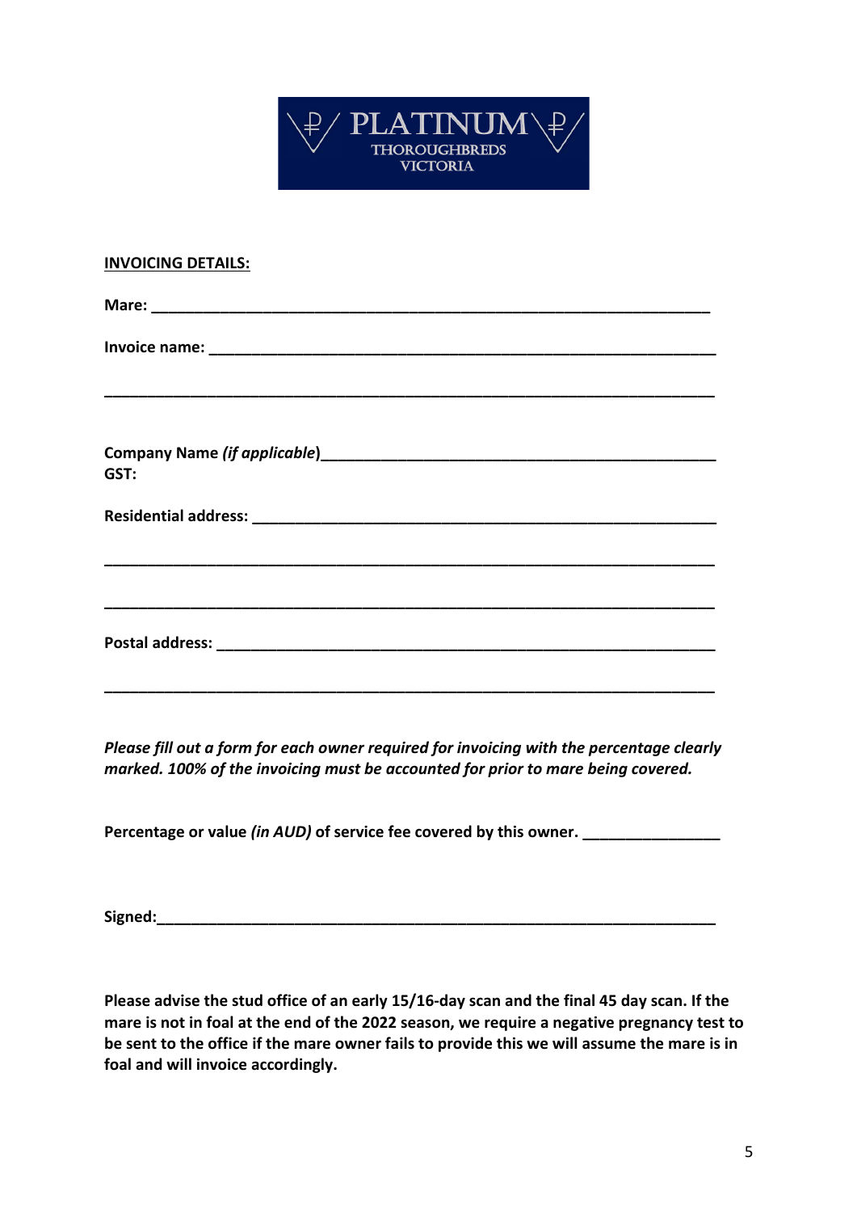PLATINUM
THOROUGHBREDS
VICTORIA

**INVOICING DETAILS:**

**Mare:** ____________________________________________________________

**Invoice name:** ______________________________________________________

__________________________________________________________________

**Company Name *(if applicable*)** ____________________________________________
**GST:**

**Residential address:** ____________________________________________________

__________________________________________________________________

__________________________________________________________________

**Postal address:** _______________________________________________________

__________________________________________________________________

***Please fill out a form for each owner required for invoicing with the percentage clearly marked. 100% of the invoicing must be accounted for prior to mare being covered.***

**Percentage or value *(in AUD)* of service fee covered by this owner.** _______________

**Signed:**____________________________________________________________

**Please advise the stud office of an early 15/16-day scan and the final 45 day scan. If the mare is not in foal at the end of the 2022 season, we require a negative pregnancy test to be sent to the office if the mare owner fails to provide this we will assume the mare is in foal and will invoice accordingly.**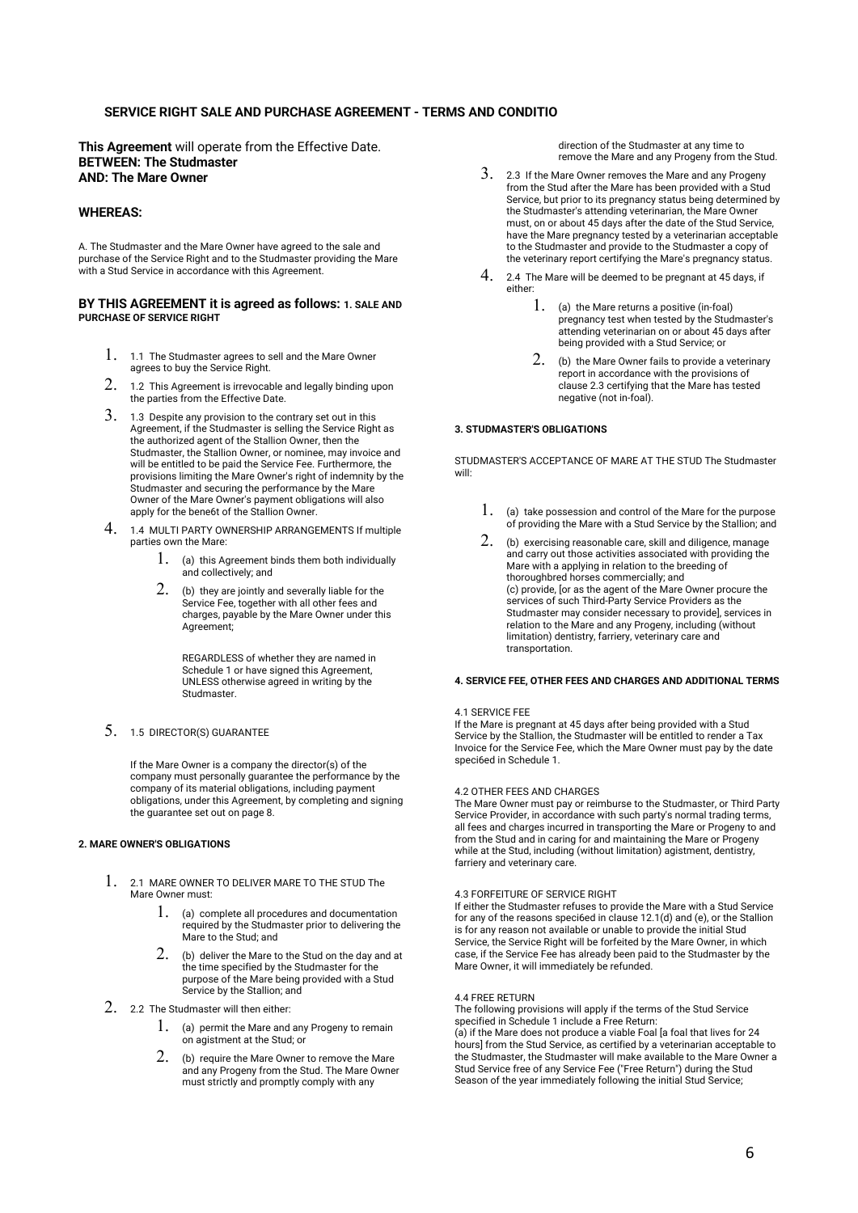## SERVICE RIGHT SALE AND PURCHASE AGREEMENT - TERMS AND CONDITIO

**This Agreement** will operate from the Effective Date.
**BETWEEN: The Studmaster**
**AND: The Mare Owner**

### WHEREAS:

A. The Studmaster and the Mare Owner have agreed to the sale and purchase of the Service Right and to the Studmaster providing the Mare with a Stud Service in accordance with this Agreement.

### BY THIS AGREEMENT it is agreed as follows: 1. SALE AND PURCHASE OF SERVICE RIGHT

1. 1.1 The Studmaster agrees to sell and the Mare Owner agrees to buy the Service Right.
2. 1.2 This Agreement is irrevocable and legally binding upon the parties from the Effective Date.
3. 1.3 Despite any provision to the contrary set out in this Agreement, if the Studmaster is selling the Service Right as the authorized agent of the Stallion Owner, then the Studmaster, the Stallion Owner, or nominee, may invoice and will be entitled to be paid the Service Fee. Furthermore, the provisions limiting the Mare Owner's right of indemnity by the Studmaster and securing the performance by the Mare Owner of the Mare Owner's payment obligations will also apply for the bene6t of the Stallion Owner.
4. 1.4 MULTI PARTY OWNERSHIP ARRANGEMENTS If multiple parties own the Mare:
    1. (a) this Agreement binds them both individually and collectively; and
    2. (b) they are jointly and severally liable for the Service Fee, together with all other fees and charges, payable by the Mare Owner under this Agreement;

    REGARDLESS of whether they are named in Schedule 1 or have signed this Agreement, UNLESS otherwise agreed in writing by the Studmaster.

5. 1.5 DIRECTOR(S) GUARANTEE

    If the Mare Owner is a company the director(s) of the company must personally guarantee the performance by the company of its material obligations, including payment obligations, under this Agreement, by completing and signing the guarantee set out on page 8.

#### 2. MARE OWNER'S OBLIGATIONS

1. 2.1 MARE OWNER TO DELIVER MARE TO THE STUD The Mare Owner must:
    1. (a) complete all procedures and documentation required by the Studmaster prior to delivering the Mare to the Stud; and
    2. (b) deliver the Mare to the Stud on the day and at the time specified by the Studmaster for the purpose of the Mare being provided with a Stud Service by the Stallion; and
2. 2.2 The Studmaster will then either:
    1. (a) permit the Mare and any Progeny to remain on agistment at the Stud; or
    2. (b) require the Mare Owner to remove the Mare and any Progeny from the Stud. The Mare Owner must strictly and promptly comply with any direction of the Studmaster at any time to remove the Mare and any Progeny from the Stud.
3. 2.3 If the Mare Owner removes the Mare and any Progeny from the Stud after the Mare has been provided with a Stud Service, but prior to its pregnancy status being determined by the Studmaster's attending veterinarian, the Mare Owner must, on or about 45 days after the date of the Stud Service, have the Mare pregnancy tested by a veterinarian acceptable to the Studmaster and provide to the Studmaster a copy of the veterinary report certifying the Mare's pregnancy status.
4. 2.4 The Mare will be deemed to be pregnant at 45 days, if either:
    1. (a) the Mare returns a positive (in-foal) pregnancy test when tested by the Studmaster's attending veterinarian on or about 45 days after being provided with a Stud Service; or
    2. (b) the Mare Owner fails to provide a veterinary report in accordance with the provisions of clause 2.3 certifying that the Mare has tested negative (not in-foal).

#### 3. STUDMASTER'S OBLIGATIONS

STUDMASTER'S ACCEPTANCE OF MARE AT THE STUD The Studmaster will:

1. (a) take possession and control of the Mare for the purpose of providing the Mare with a Stud Service by the Stallion; and
2. (b) exercising reasonable care, skill and diligence, manage and carry out those activities associated with providing the Mare with a applying in relation to the breeding of thoroughbred horses commercially; and
   (c) provide, [or as the agent of the Mare Owner procure the services of such Third-Party Service Providers as the Studmaster may consider necessary to provide], services in relation to the Mare and any Progeny, including (without limitation) dentistry, farriery, veterinary care and transportation.

#### 4. SERVICE FEE, OTHER FEES AND CHARGES AND ADDITIONAL TERMS

4.1 SERVICE FEE
If the Mare is pregnant at 45 days after being provided with a Stud Service by the Stallion, the Studmaster will be entitled to render a Tax Invoice for the Service Fee, which the Mare Owner must pay by the date speci6ed in Schedule 1.

4.2 OTHER FEES AND CHARGES
The Mare Owner must pay or reimburse to the Studmaster, or Third Party Service Provider, in accordance with such party's normal trading terms, all fees and charges incurred in transporting the Mare or Progeny to and from the Stud and in caring for and maintaining the Mare or Progeny while at the Stud, including (without limitation) agistment, dentistry, farriery and veterinary care.

4.3 FORFEITURE OF SERVICE RIGHT
If either the Studmaster refuses to provide the Mare with a Stud Service for any of the reasons speci6ed in clause 12.1(d) and (e), or the Stallion is for any reason not available or unable to provide the initial Stud Service, the Service Right will be forfeited by the Mare Owner, in which case, if the Service Fee has already been paid to the Studmaster by the Mare Owner, it will immediately be refunded.

4.4 FREE RETURN
The following provisions will apply if the terms of the Stud Service specified in Schedule 1 include a Free Return:
(a) if the Mare does not produce a viable Foal [a foal that lives for 24 hours] from the Stud Service, as certified by a veterinarian acceptable to the Studmaster, the Studmaster will make available to the Mare Owner a Stud Service free of any Service Fee ("Free Return") during the Stud Season of the year immediately following the initial Stud Service;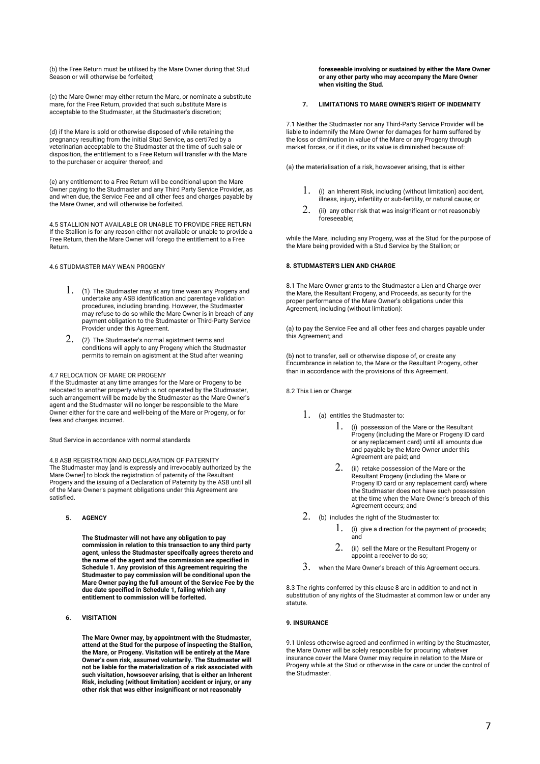(b) the Free Return must be utilised by the Mare Owner during that Stud Season or will otherwise be forfeited;

(c) the Mare Owner may either return the Mare, or nominate a substitute mare, for the Free Return, provided that such substitute Mare is acceptable to the Studmaster, at the Studmaster's discretion;

(d) if the Mare is sold or otherwise disposed of while retaining the pregnancy resulting from the initial Stud Service, as certi7ed by a veterinarian acceptable to the Studmaster at the time of such sale or disposition, the entitlement to a Free Return will transfer with the Mare to the purchaser or acquirer thereof; and

(e) any entitlement to a Free Return will be conditional upon the Mare Owner paying to the Studmaster and any Third Party Service Provider, as and when due, the Service Fee and all other fees and charges payable by the Mare Owner, and will otherwise be forfeited.

4.5 STALLION NOT AVAILABLE OR UNABLE TO PROVIDE FREE RETURN
If the Stallion is for any reason either not available or unable to provide a Free Return, then the Mare Owner will forego the entitlement to a Free Return.

4.6 STUDMASTER MAY WEAN PROGENY

1. (1) The Studmaster may at any time wean any Progeny and undertake any ASB identification and parentage validation procedures, including branding. However, the Studmaster may refuse to do so while the Mare Owner is in breach of any payment obligation to the Studmaster or Third-Party Service Provider under this Agreement.
2. (2) The Studmaster's normal agistment terms and conditions will apply to any Progeny which the Studmaster permits to remain on agistment at the Stud after weaning

4.7 RELOCATION OF MARE OR PROGENY
If the Studmaster at any time arranges for the Mare or Progeny to be relocated to another property which is not operated by the Studmaster, such arrangement will be made by the Studmaster as the Mare Owner's agent and the Studmaster will no longer be responsible to the Mare Owner either for the care and well-being of the Mare or Progeny, or for fees and charges incurred.

Stud Service in accordance with normal standards

4.8 ASB REGISTRATION AND DECLARATION OF PATERNITY
The Studmaster may [and is expressly and irrevocably authorized by the Mare Owner] to block the registration of paternity of the Resultant Progeny and the issuing of a Declaration of Paternity by the ASB until all of the Mare Owner's payment obligations under this Agreement are satisfied.

**5. AGENCY**

**The Studmaster will not have any obligation to pay commission in relation to this transaction to any third party agent, unless the Studmaster specifcally agrees thereto and the name of the agent and the commission are specified in Schedule 1. Any provision of this Agreement requiring the Studmaster to pay commission will be conditional upon the Mare Owner paying the full amount of the Service Fee by the due date specified in Schedule 1, failing which any entitlement to commission will be forfeited.**

**6. VISITATION**

**The Mare Owner may, by appointment with the Studmaster, attend at the Stud for the purpose of inspecting the Stallion, the Mare, or Progeny. Visitation will be entirely at the Mare Owner's own risk, assumed voluntarily. The Studmaster will not be liable for the materialization of a risk associated with such visitation, howsoever arising, that is either an Inherent Risk, including (without limitation) accident or injury, or any other risk that was either insignificant or not reasonably foreseeable involving or sustained by either the Mare Owner or any other party who may accompany the Mare Owner when visiting the Stud.**

**7. LIMITATIONS TO MARE OWNER'S RIGHT OF INDEMNITY**

7.1 Neither the Studmaster nor any Third-Party Service Provider will be liable to indemnify the Mare Owner for damages for harm suffered by the loss or diminution in value of the Mare or any Progeny through market forces, or if it dies, or its value is diminished because of:

(a) the materialisation of a risk, howsoever arising, that is either

1. (i) an Inherent Risk, including (without limitation) accident, illness, injury, infertility or sub-fertility, or natural cause; or
2. (ii) any other risk that was insignificant or not reasonably foreseeable;

while the Mare, including any Progeny, was at the Stud for the purpose of the Mare being provided with a Stud Service by the Stallion; or

**8. STUDMASTER'S LIEN AND CHARGE**

8.1 The Mare Owner grants to the Studmaster a Lien and Charge over the Mare, the Resultant Progeny, and Proceeds, as security for the proper performance of the Mare Owner's obligations under this Agreement, including (without limitation):

(a) to pay the Service Fee and all other fees and charges payable under this Agreement; and

(b) not to transfer, sell or otherwise dispose of, or create any Encumbrance in relation to, the Mare or the Resultant Progeny, other than in accordance with the provisions of this Agreement.

8.2 This Lien or Charge:

1. (a) entitles the Studmaster to:
   1. (i) possession of the Mare or the Resultant Progeny (including the Mare or Progeny ID card or any replacement card) until all amounts due and payable by the Mare Owner under this Agreement are paid; and
   2. (ii) retake possession of the Mare or the Resultant Progeny (including the Mare or Progeny ID card or any replacement card) where the Studmaster does not have such possession at the time when the Mare Owner's breach of this Agreement occurs; and
2. (b) includes the right of the Studmaster to:
   1. (i) give a direction for the payment of proceeds; and
   2. (ii) sell the Mare or the Resultant Progeny or appoint a receiver to do so;
3. when the Mare Owner's breach of this Agreement occurs.

8.3 The rights conferred by this clause 8 are in addition to and not in substitution of any rights of the Studmaster at common law or under any statute.

**9. INSURANCE**

9.1 Unless otherwise agreed and confirmed in writing by the Studmaster, the Mare Owner will be solely responsible for procuring whatever insurance cover the Mare Owner may require in relation to the Mare or Progeny while at the Stud or otherwise in the care or under the control of the Studmaster.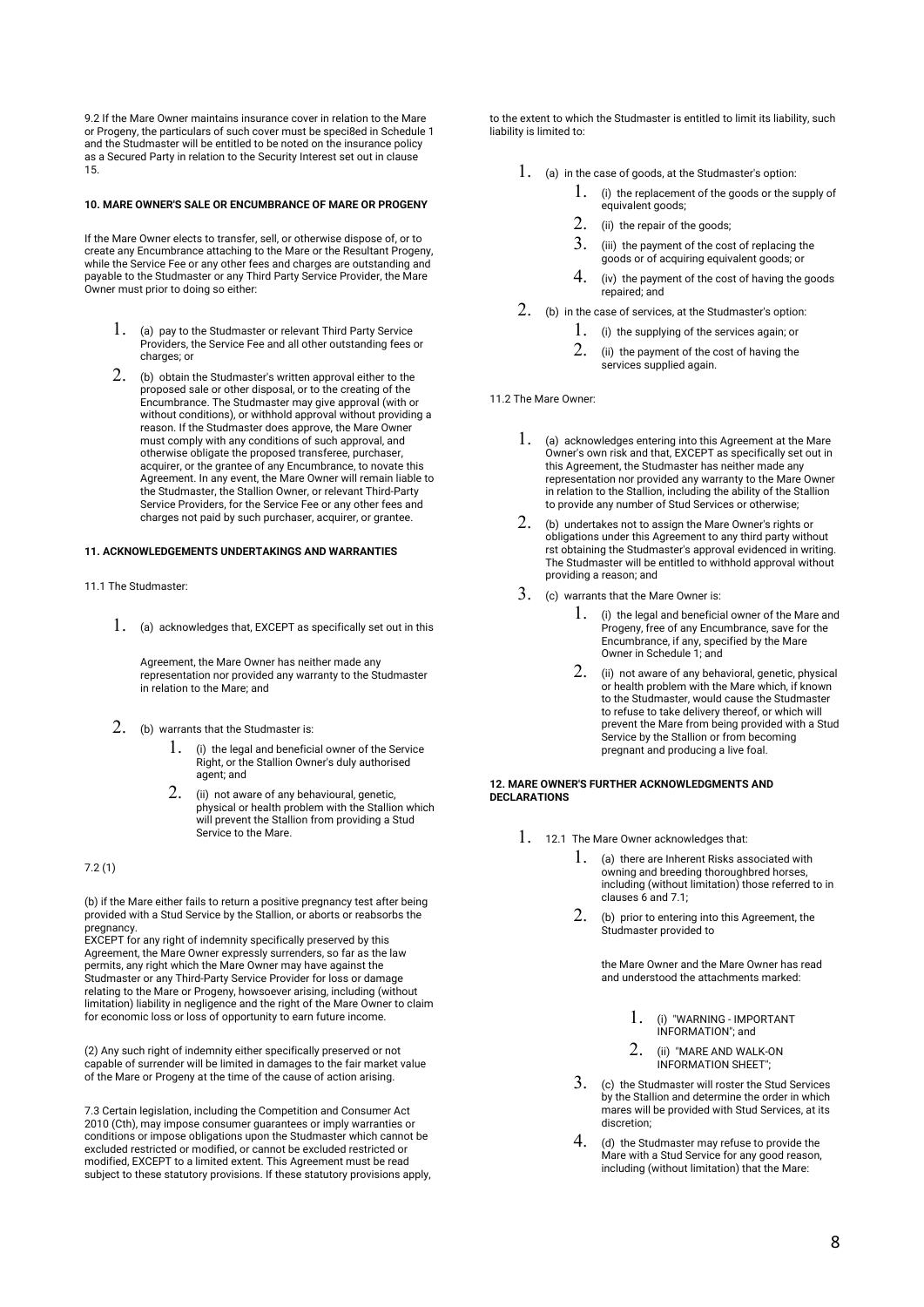9.2 If the Mare Owner maintains insurance cover in relation to the Mare or Progeny, the particulars of such cover must be speci8ed in Schedule 1 and the Studmaster will be entitled to be noted on the insurance policy as a Secured Party in relation to the Security Interest set out in clause 15.

**10. MARE OWNER'S SALE OR ENCUMBRANCE OF MARE OR PROGENY**

If the Mare Owner elects to transfer, sell, or otherwise dispose of, or to create any Encumbrance attaching to the Mare or the Resultant Progeny, while the Service Fee or any other fees and charges are outstanding and payable to the Studmaster or any Third Party Service Provider, the Mare Owner must prior to doing so either:

1. (a) pay to the Studmaster or relevant Third Party Service Providers, the Service Fee and all other outstanding fees or charges; or
2. (b) obtain the Studmaster's written approval either to the proposed sale or other disposal, or to the creating of the Encumbrance. The Studmaster may give approval (with or without conditions), or withhold approval without providing a reason. If the Studmaster does approve, the Mare Owner must comply with any conditions of such approval, and otherwise obligate the proposed transferee, purchaser, acquirer, or the grantee of any Encumbrance, to novate this Agreement. In any event, the Mare Owner will remain liable to the Studmaster, the Stallion Owner, or relevant Third-Party Service Providers, for the Service Fee or any other fees and charges not paid by such purchaser, acquirer, or grantee.

**11. ACKNOWLEDGEMENTS UNDERTAKINGS AND WARRANTIES**

11.1 The Studmaster:

1. (a) acknowledges that, EXCEPT as specifically set out in this

   Agreement, the Mare Owner has neither made any representation nor provided any warranty to the Studmaster in relation to the Mare; and

2. (b) warrants that the Studmaster is:
   1. (i) the legal and beneficial owner of the Service Right, or the Stallion Owner's duly authorised agent; and
   2. (ii) not aware of any behavioural, genetic, physical or health problem with the Stallion which will prevent the Stallion from providing a Stud Service to the Mare.

7.2 (1)

(b) if the Mare either fails to return a positive pregnancy test after being provided with a Stud Service by the Stallion, or aborts or reabsorbs the pregnancy.
EXCEPT for any right of indemnity specifically preserved by this Agreement, the Mare Owner expressly surrenders, so far as the law permits, any right which the Mare Owner may have against the Studmaster or any Third-Party Service Provider for loss or damage relating to the Mare or Progeny, howsoever arising, including (without limitation) liability in negligence and the right of the Mare Owner to claim for economic loss or loss of opportunity to earn future income.

(2) Any such right of indemnity either specifically preserved or not capable of surrender will be limited in damages to the fair market value of the Mare or Progeny at the time of the cause of action arising.

7.3 Certain legislation, including the Competition and Consumer Act 2010 (Cth), may impose consumer guarantees or imply warranties or conditions or impose obligations upon the Studmaster which cannot be excluded restricted or modified, or cannot be excluded restricted or modified, EXCEPT to a limited extent. This Agreement must be read subject to these statutory provisions. If these statutory provisions apply, to the extent to which the Studmaster is entitled to limit its liability, such liability is limited to:

1. (a) in the case of goods, at the Studmaster's option:
   1. (i) the replacement of the goods or the supply of equivalent goods;
   2. (ii) the repair of the goods;
   3. (iii) the payment of the cost of replacing the goods or of acquiring equivalent goods; or
   4. (iv) the payment of the cost of having the goods repaired; and
2. (b) in the case of services, at the Studmaster's option:
   1. (i) the supplying of the services again; or
   2. (ii) the payment of the cost of having the services supplied again.

11.2 The Mare Owner:

1. (a) acknowledges entering into this Agreement at the Mare Owner's own risk and that, EXCEPT as specifically set out in this Agreement, the Studmaster has neither made any representation nor provided any warranty to the Mare Owner in relation to the Stallion, including the ability of the Stallion to provide any number of Stud Services or otherwise;
2. (b) undertakes not to assign the Mare Owner's rights or obligations under this Agreement to any third party without rst obtaining the Studmaster's approval evidenced in writing. The Studmaster will be entitled to withhold approval without providing a reason; and
3. (c) warrants that the Mare Owner is:
   1. (i) the legal and beneficial owner of the Mare and Progeny, free of any Encumbrance, save for the Encumbrance, if any, specified by the Mare Owner in Schedule 1; and
   2. (ii) not aware of any behavioral, genetic, physical or health problem with the Mare which, if known to the Studmaster, would cause the Studmaster to refuse to take delivery thereof, or which will prevent the Mare from being provided with a Stud Service by the Stallion or from becoming pregnant and producing a live foal.

**12. MARE OWNER'S FURTHER ACKNOWLEDGMENTS AND DECLARATIONS**

1. 12.1 The Mare Owner acknowledges that:
   1. (a) there are Inherent Risks associated with owning and breeding thoroughbred horses, including (without limitation) those referred to in clauses 6 and 7.1;
   2. (b) prior to entering into this Agreement, the Studmaster provided to

      the Mare Owner and the Mare Owner has read and understood the attachments marked:

      1. (i) "WARNING - IMPORTANT INFORMATION"; and
      2. (ii) "MARE AND WALK-ON INFORMATION SHEET";
   3. (c) the Studmaster will roster the Stud Services by the Stallion and determine the order in which mares will be provided with Stud Services, at its discretion;
   4. (d) the Studmaster may refuse to provide the Mare with a Stud Service for any good reason, including (without limitation) that the Mare: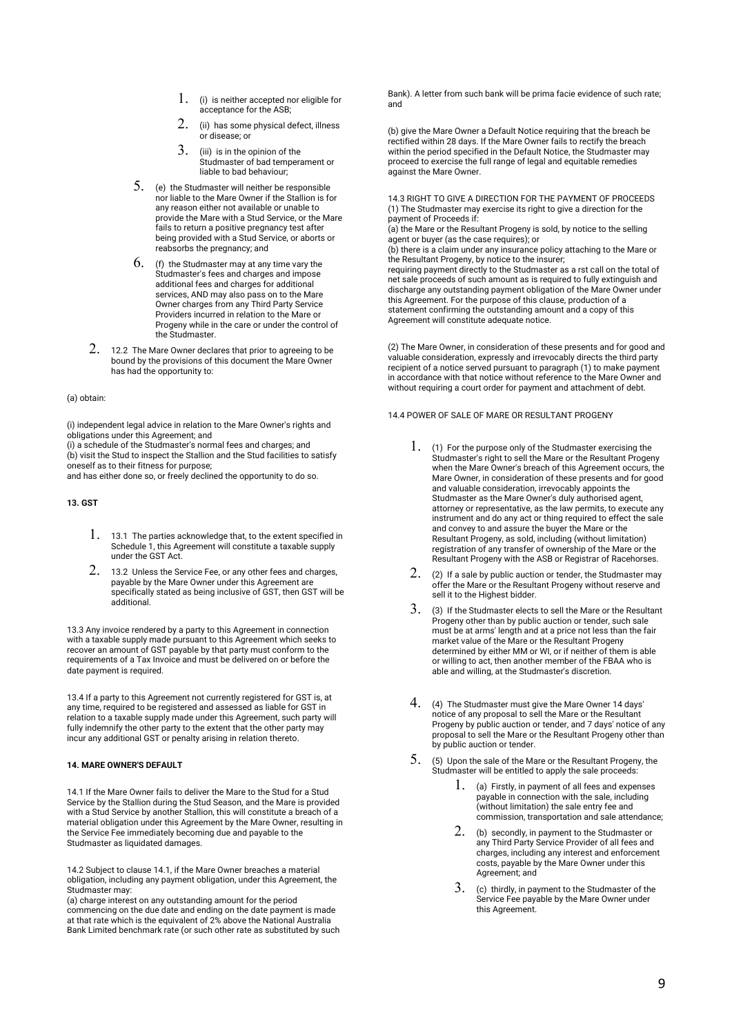1. (i) is neither accepted nor eligible for acceptance for the ASB;
2. (ii) has some physical defect, illness or disease; or
3. (iii) is in the opinion of the Studmaster of bad temperament or liable to bad behaviour;

5. (e) the Studmaster will neither be responsible nor liable to the Mare Owner if the Stallion is for any reason either not available or unable to provide the Mare with a Stud Service, or the Mare fails to return a positive pregnancy test after being provided with a Stud Service, or aborts or reabsorbs the pregnancy; and
6. (f) the Studmaster may at any time vary the Studmaster's fees and charges and impose additional fees and charges for additional services, AND may also pass on to the Mare Owner charges from any Third Party Service Providers incurred in relation to the Mare or Progeny while in the care or under the control of the Studmaster.

2. 12.2 The Mare Owner declares that prior to agreeing to be bound by the provisions of this document the Mare Owner has had the opportunity to:

(a) obtain:

(i) independent legal advice in relation to the Mare Owner's rights and obligations under this Agreement; and
(i) a schedule of the Studmaster's normal fees and charges; and
(b) visit the Stud to inspect the Stallion and the Stud facilities to satisfy oneself as to their fitness for purpose;
and has either done so, or freely declined the opportunity to do so.

**13. GST**

1. 13.1 The parties acknowledge that, to the extent specified in Schedule 1, this Agreement will constitute a taxable supply under the GST Act.
2. 13.2 Unless the Service Fee, or any other fees and charges, payable by the Mare Owner under this Agreement are specifically stated as being inclusive of GST, then GST will be additional.

13.3 Any invoice rendered by a party to this Agreement in connection with a taxable supply made pursuant to this Agreement which seeks to recover an amount of GST payable by that party must conform to the requirements of a Tax Invoice and must be delivered on or before the date payment is required.

13.4 If a party to this Agreement not currently registered for GST is, at any time, required to be registered and assessed as liable for GST in relation to a taxable supply made under this Agreement, such party will fully indemnify the other party to the extent that the other party may incur any additional GST or penalty arising in relation thereto.

**14. MARE OWNER'S DEFAULT**

14.1 If the Mare Owner fails to deliver the Mare to the Stud for a Stud Service by the Stallion during the Stud Season, and the Mare is provided with a Stud Service by another Stallion, this will constitute a breach of a material obligation under this Agreement by the Mare Owner, resulting in the Service Fee immediately becoming due and payable to the Studmaster as liquidated damages.

14.2 Subject to clause 14.1, if the Mare Owner breaches a material obligation, including any payment obligation, under this Agreement, the Studmaster may:
(a) charge interest on any outstanding amount for the period commencing on the due date and ending on the date payment is made at that rate which is the equivalent of 2% above the National Australia Bank Limited benchmark rate (or such other rate as substituted by such Bank). A letter from such bank will be prima facie evidence of such rate; and

(b) give the Mare Owner a Default Notice requiring that the breach be rectified within 28 days. If the Mare Owner fails to rectify the breach within the period specified in the Default Notice, the Studmaster may proceed to exercise the full range of legal and equitable remedies against the Mare Owner.

14.3 RIGHT TO GIVE A DIRECTION FOR THE PAYMENT OF PROCEEDS
(1) The Studmaster may exercise its right to give a direction for the payment of Proceeds if:
(a) the Mare or the Resultant Progeny is sold, by notice to the selling agent or buyer (as the case requires); or
(b) there is a claim under any insurance policy attaching to the Mare or the Resultant Progeny, by notice to the insurer;
requiring payment directly to the Studmaster as a rst call on the total of net sale proceeds of such amount as is required to fully extinguish and discharge any outstanding payment obligation of the Mare Owner under this Agreement. For the purpose of this clause, production of a statement confirming the outstanding amount and a copy of this Agreement will constitute adequate notice.

(2) The Mare Owner, in consideration of these presents and for good and valuable consideration, expressly and irrevocably directs the third party recipient of a notice served pursuant to paragraph (1) to make payment in accordance with that notice without reference to the Mare Owner and without requiring a court order for payment and attachment of debt.

14.4 POWER OF SALE OF MARE OR RESULTANT PROGENY

1. (1) For the purpose only of the Studmaster exercising the Studmaster's right to sell the Mare or the Resultant Progeny when the Mare Owner's breach of this Agreement occurs, the Mare Owner, in consideration of these presents and for good and valuable consideration, irrevocably appoints the Studmaster as the Mare Owner's duly authorised agent, attorney or representative, as the law permits, to execute any instrument and do any act or thing required to effect the sale and convey to and assure the buyer the Mare or the Resultant Progeny, as sold, including (without limitation) registration of any transfer of ownership of the Mare or the Resultant Progeny with the ASB or Registrar of Racehorses.
2. (2) If a sale by public auction or tender, the Studmaster may offer the Mare or the Resultant Progeny without reserve and sell it to the Highest bidder.
3. (3) If the Studmaster elects to sell the Mare or the Resultant Progeny other than by public auction or tender, such sale must be at arms' length and at a price not less than the fair market value of the Mare or the Resultant Progeny determined by either MM or WI, or if neither of them is able or willing to act, then another member of the FBAA who is able and willing, at the Studmaster's discretion.
4. (4) The Studmaster must give the Mare Owner 14 days' notice of any proposal to sell the Mare or the Resultant Progeny by public auction or tender, and 7 days' notice of any proposal to sell the Mare or the Resultant Progeny other than by public auction or tender.
5. (5) Upon the sale of the Mare or the Resultant Progeny, the Studmaster will be entitled to apply the sale proceeds:
    1. (a) Firstly, in payment of all fees and expenses payable in connection with the sale, including (without limitation) the sale entry fee and commission, transportation and sale attendance;
    2. (b) secondly, in payment to the Studmaster or any Third Party Service Provider of all fees and charges, including any interest and enforcement costs, payable by the Mare Owner under this Agreement; and
    3. (c) thirdly, in payment to the Studmaster of the Service Fee payable by the Mare Owner under this Agreement.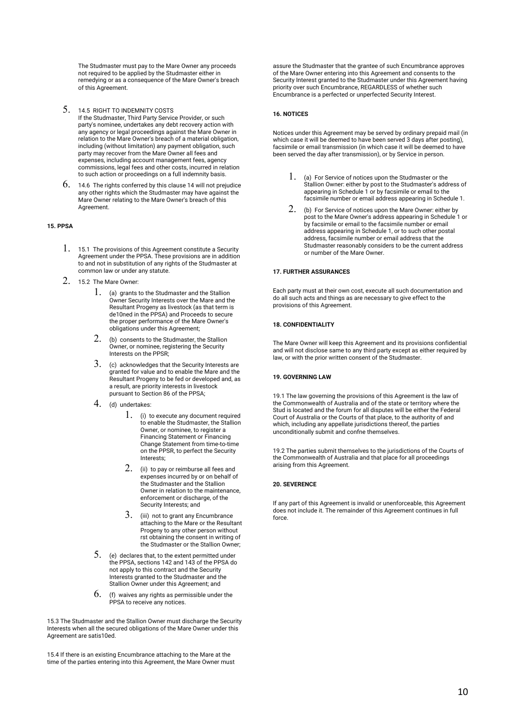The Studmaster must pay to the Mare Owner any proceeds not required to be applied by the Studmaster either in remedying or as a consequence of the Mare Owner's breach of this Agreement.

5. 14.5 RIGHT TO INDEMNITY COSTS
If the Studmaster, Third Party Service Provider, or such party's nominee, undertakes any debt recovery action with any agency or legal proceedings against the Mare Owner in relation to the Mare Owner's breach of a material obligation, including (without limitation) any payment obligation, such party may recover from the Mare Owner all fees and expenses, including account management fees, agency commissions, legal fees and other costs, incurred in relation to such action or proceedings on a full indemnity basis.

6. 14.6 The rights conferred by this clause 14 will not prejudice any other rights which the Studmaster may have against the Mare Owner relating to the Mare Owner's breach of this Agreement.

**15. PPSA**

1. 15.1 The provisions of this Agreement constitute a Security Agreement under the PPSA. These provisions are in addition to and not in substitution of any rights of the Studmaster at common law or under any statute.
2. 15.2 The Mare Owner:
    1. (a) grants to the Studmaster and the Stallion Owner Security Interests over the Mare and the Resultant Progeny as livestock (as that term is de10ned in the PPSA) and Proceeds to secure the proper performance of the Mare Owner's obligations under this Agreement;
    2. (b) consents to the Studmaster, the Stallion Owner, or nominee, registering the Security Interests on the PPSR;
    3. (c) acknowledges that the Security Interests are granted for value and to enable the Mare and the Resultant Progeny to be fed or developed and, as a result, are priority interests in livestock pursuant to Section 86 of the PPSA;
    4. (d) undertakes:
        1. (i) to execute any document required to enable the Studmaster, the Stallion Owner, or nominee, to register a Financing Statement or Financing Change Statement from time-to-time on the PPSR, to perfect the Security Interests;
        2. (ii) to pay or reimburse all fees and expenses incurred by or on behalf of the Studmaster and the Stallion Owner in relation to the maintenance, enforcement or discharge, of the Security Interests; and
        3. (iii) not to grant any Encumbrance attaching to the Mare or the Resultant Progeny to any other person without rst obtaining the consent in writing of the Studmaster or the Stallion Owner;
    5. (e) declares that, to the extent permitted under the PPSA, sections 142 and 143 of the PPSA do not apply to this contract and the Security Interests granted to the Studmaster and the Stallion Owner under this Agreement; and
    6. (f) waives any rights as permissible under the PPSA to receive any notices.

15.3 The Studmaster and the Stallion Owner must discharge the Security Interests when all the secured obligations of the Mare Owner under this Agreement are satis10ed.

15.4 If there is an existing Encumbrance attaching to the Mare at the time of the parties entering into this Agreement, the Mare Owner must assure the Studmaster that the grantee of such Encumbrance approves of the Mare Owner entering into this Agreement and consents to the Security Interest granted to the Studmaster under this Agreement having priority over such Encumbrance, REGARDLESS of whether such Encumbrance is a perfected or unperfected Security Interest.

**16. NOTICES**

Notices under this Agreement may be served by ordinary prepaid mail (in which case it will be deemed to have been served 3 days after posting), facsimile or email transmission (in which case it will be deemed to have been served the day after transmission), or by Service in person.

1. (a) For Service of notices upon the Studmaster or the Stallion Owner: either by post to the Studmaster's address of appearing in Schedule 1 or by facsimile or email to the facsimile number or email address appearing in Schedule 1.
2. (b) For Service of notices upon the Mare Owner: either by post to the Mare Owner's address appearing in Schedule 1 or by facsimile or email to the facsimile number or email address appearing in Schedule 1, or to such other postal address, facsimile number or email address that the Studmaster reasonably considers to be the current address or number of the Mare Owner.

**17. FURTHER ASSURANCES**

Each party must at their own cost, execute all such documentation and do all such acts and things as are necessary to give effect to the provisions of this Agreement.

**18. CONFIDENTIALITY**

The Mare Owner will keep this Agreement and its provisions confidential and will not disclose same to any third party except as either required by law, or with the prior written consent of the Studmaster.

**19. GOVERNING LAW**

19.1 The law governing the provisions of this Agreement is the law of the Commonwealth of Australia and of the state or territory where the Stud is located and the forum for all disputes will be either the Federal Court of Australia or the Courts of that place, to the authority of and which, including any appellate jurisdictions thereof, the parties unconditionally submit and confne themselves.

19.2 The parties submit themselves to the jurisdictions of the Courts of the Commonwealth of Australia and that place for all proceedings arising from this Agreement.

**20. SEVERENCE**

If any part of this Agreement is invalid or unenforceable, this Agreement does not include it. The remainder of this Agreement continues in full force.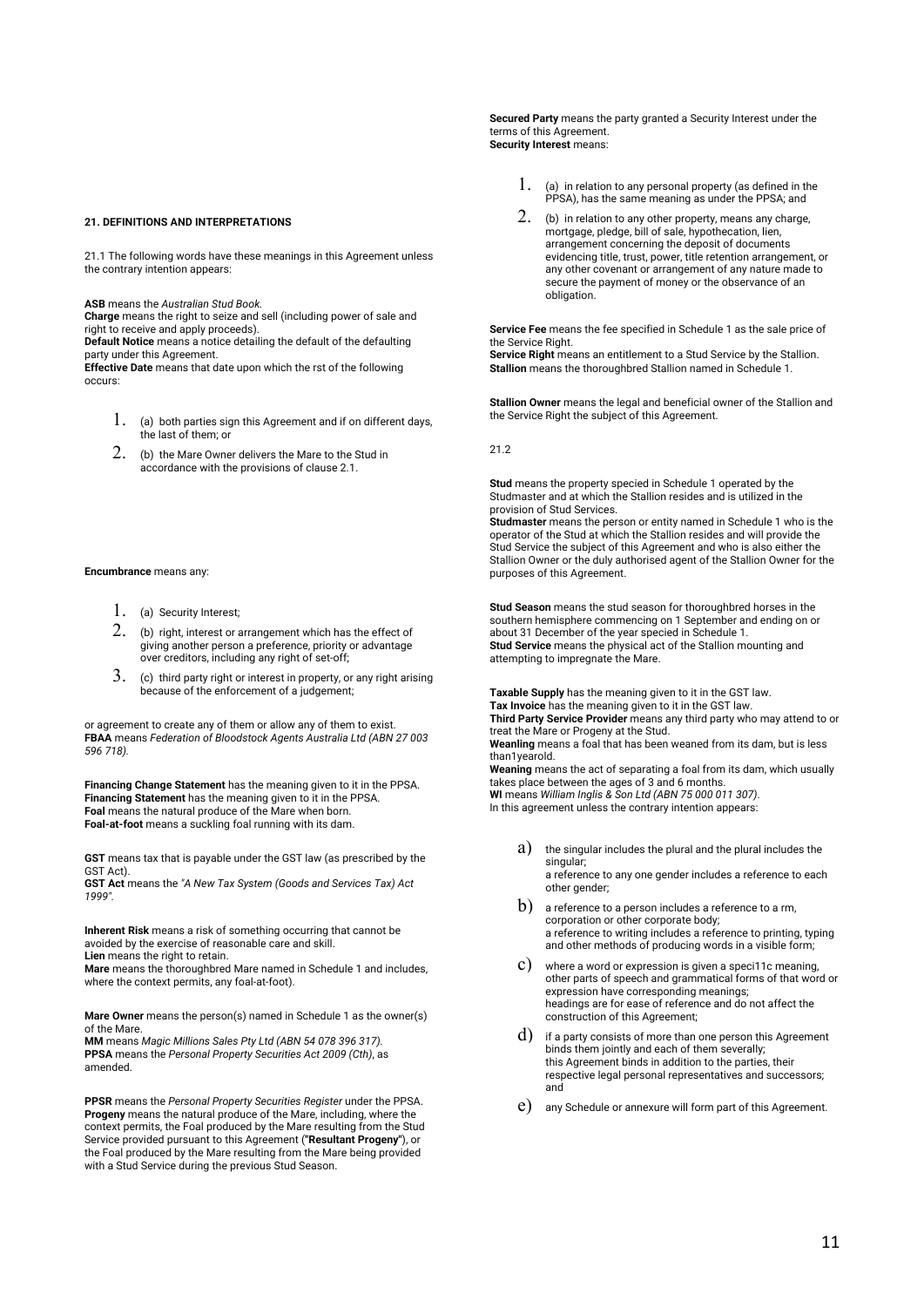**21. DEFINITIONS AND INTERPRETATIONS**

21.1 The following words have these meanings in this Agreement unless the contrary intention appears:

**ASB** means the *Australian Stud Book.*
**Charge** means the right to seize and sell (including power of sale and right to receive and apply proceeds).
**Default Notice** means a notice detailing the default of the defaulting party under this Agreement.
**Effective Date** means that date upon which the rst of the following occurs:

1. (a) both parties sign this Agreement and if on different days, the last of them; or
2. (b) the Mare Owner delivers the Mare to the Stud in accordance with the provisions of clause 2.1.

**Encumbrance** means any:

1. (a) Security Interest;
2. (b) right, interest or arrangement which has the effect of giving another person a preference, priority or advantage over creditors, including any right of set-off;
3. (c) third party right or interest in property, or any right arising because of the enforcement of a judgement;

or agreement to create any of them or allow any of them to exist.
**FBAA** means *Federation of Bloodstock Agents Australia Ltd (ABN 27 003 596 718).*

**Financing Change Statement** has the meaning given to it in the PPSA.
**Financing Statement** has the meaning given to it in the PPSA.
**Foal** means the natural produce of the Mare when born.
**Foal-at-foot** means a suckling foal running with its dam.

**GST** means tax that is payable under the GST law (as prescribed by the GST Act).
**GST Act** means the *"A New Tax System (Goods and Services Tax) Act 1999".*

**Inherent Risk** means a risk of something occurring that cannot be avoided by the exercise of reasonable care and skill.
**Lien** means the right to retain.
**Mare** means the thoroughbred Mare named in Schedule 1 and includes, where the context permits, any foal-at-foot).

**Mare Owner** means the person(s) named in Schedule 1 as the owner(s) of the Mare.
**MM** means *Magic Millions Sales Pty Ltd (ABN 54 078 396 317).*
**PPSA** means the *Personal Property Securities Act 2009 (Cth)*, as amended.

**PPSR** means the *Personal Property Securities Register* under the PPSA.
**Progeny** means the natural produce of the Mare, including, where the context permits, the Foal produced by the Mare resulting from the Stud Service provided pursuant to this Agreement (**"Resultant Progeny"**), or the Foal produced by the Mare resulting from the Mare being provided with a Stud Service during the previous Stud Season.

**Secured Party** means the party granted a Security Interest under the terms of this Agreement.
**Security Interest** means:

1. (a) in relation to any personal property (as defined in the PPSA), has the same meaning as under the PPSA; and
2. (b) in relation to any other property, means any charge, mortgage, pledge, bill of sale, hypothecation, lien, arrangement concerning the deposit of documents evidencing title, trust, power, title retention arrangement, or any other covenant or arrangement of any nature made to secure the payment of money or the observance of an obligation.

**Service Fee** means the fee specified in Schedule 1 as the sale price of the Service Right.
**Service Right** means an entitlement to a Stud Service by the Stallion.
**Stallion** means the thoroughbred Stallion named in Schedule 1.

**Stallion Owner** means the legal and beneficial owner of the Stallion and the Service Right the subject of this Agreement.

21.2

**Stud** means the property specied in Schedule 1 operated by the Studmaster and at which the Stallion resides and is utilized in the provision of Stud Services.
**Studmaster** means the person or entity named in Schedule 1 who is the operator of the Stud at which the Stallion resides and will provide the Stud Service the subject of this Agreement and who is also either the Stallion Owner or the duly authorised agent of the Stallion Owner for the purposes of this Agreement.

**Stud Season** means the stud season for thoroughbred horses in the southern hemisphere commencing on 1 September and ending on or about 31 December of the year specied in Schedule 1.
**Stud Service** means the physical act of the Stallion mounting and attempting to impregnate the Mare.

**Taxable Supply** has the meaning given to it in the GST law.
**Tax Invoice** has the meaning given to it in the GST law.
**Third Party Service Provider** means any third party who may attend to or treat the Mare or Progeny at the Stud.
**Weanling** means a foal that has been weaned from its dam, but is less than1yearold.
**Weaning** means the act of separating a foal from its dam, which usually takes place between the ages of 3 and 6 months.
**WI** means *William Inglis & Son Ltd (ABN 75 000 011 307)*.
In this agreement unless the contrary intention appears:

a) the singular includes the plural and the plural includes the singular;
a reference to any one gender includes a reference to each other gender;
b) a reference to a person includes a reference to a rm, corporation or other corporate body;
a reference to writing includes a reference to printing, typing and other methods of producing words in a visible form;
c) where a word or expression is given a speci11c meaning, other parts of speech and grammatical forms of that word or expression have corresponding meanings;
headings are for ease of reference and do not affect the construction of this Agreement;
d) if a party consists of more than one person this Agreement binds them jointly and each of them severally;
this Agreement binds in addition to the parties, their respective legal personal representatives and successors; and
e) any Schedule or annexure will form part of this Agreement.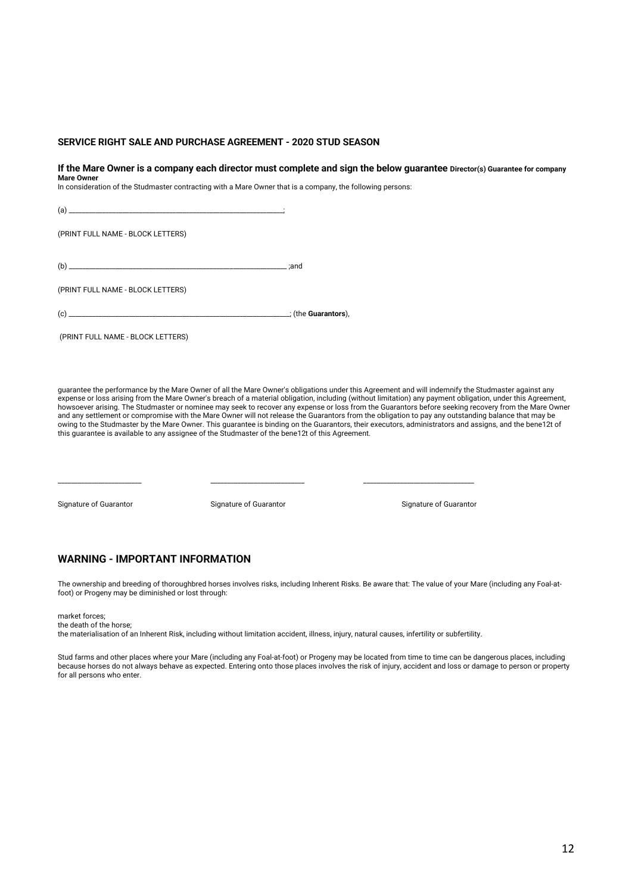**SERVICE RIGHT SALE AND PURCHASE AGREEMENT - 2020 STUD SEASON**

**If the Mare Owner is a company each director must complete and sign the below guarantee** **Director(s) Guarantee for company Mare Owner**

In consideration of the Studmaster contracting with a Mare Owner that is a company, the following persons:

(a) ____________________________________________;

(PRINT FULL NAME - BLOCK LETTERS)

(b) ____________________________________________ ;and

(PRINT FULL NAME - BLOCK LETTERS)

(c) ____________________________________________; (the **Guarantors**),

(PRINT FULL NAME - BLOCK LETTERS)

guarantee the performance by the Mare Owner of all the Mare Owner's obligations under this Agreement and will indemnify the Studmaster against any expense or loss arising from the Mare Owner's breach of a material obligation, including (without limitation) any payment obligation, under this Agreement, howsoever arising. The Studmaster or nominee may seek to recover any expense or loss from the Guarantors before seeking recovery from the Mare Owner and any settlement or compromise with the Mare Owner will not release the Guarantors from the obligation to pay any outstanding balance that may be owing to the Studmaster by the Mare Owner. This guarantee is binding on the Guarantors, their executors, administrators and assigns, and the bene12t of this guarantee is available to any assignee of the Studmaster of the bene12t of this Agreement.

_______________________ _______________________ _______________________

Signature of Guarantor    Signature of Guarantor    Signature of Guarantor

## WARNING - IMPORTANT INFORMATION

The ownership and breeding of thoroughbred horses involves risks, including Inherent Risks. Be aware that: The value of your Mare (including any Foal-at-foot) or Progeny may be diminished or lost through:

market forces;
the death of the horse;
the materialisation of an Inherent Risk, including without limitation accident, illness, injury, natural causes, infertility or subfertility.

Stud farms and other places where your Mare (including any Foal-at-foot) or Progeny may be located from time to time can be dangerous places, including because horses do not always behave as expected. Entering onto those places involves the risk of injury, accident and loss or damage to person or property for all persons who enter.